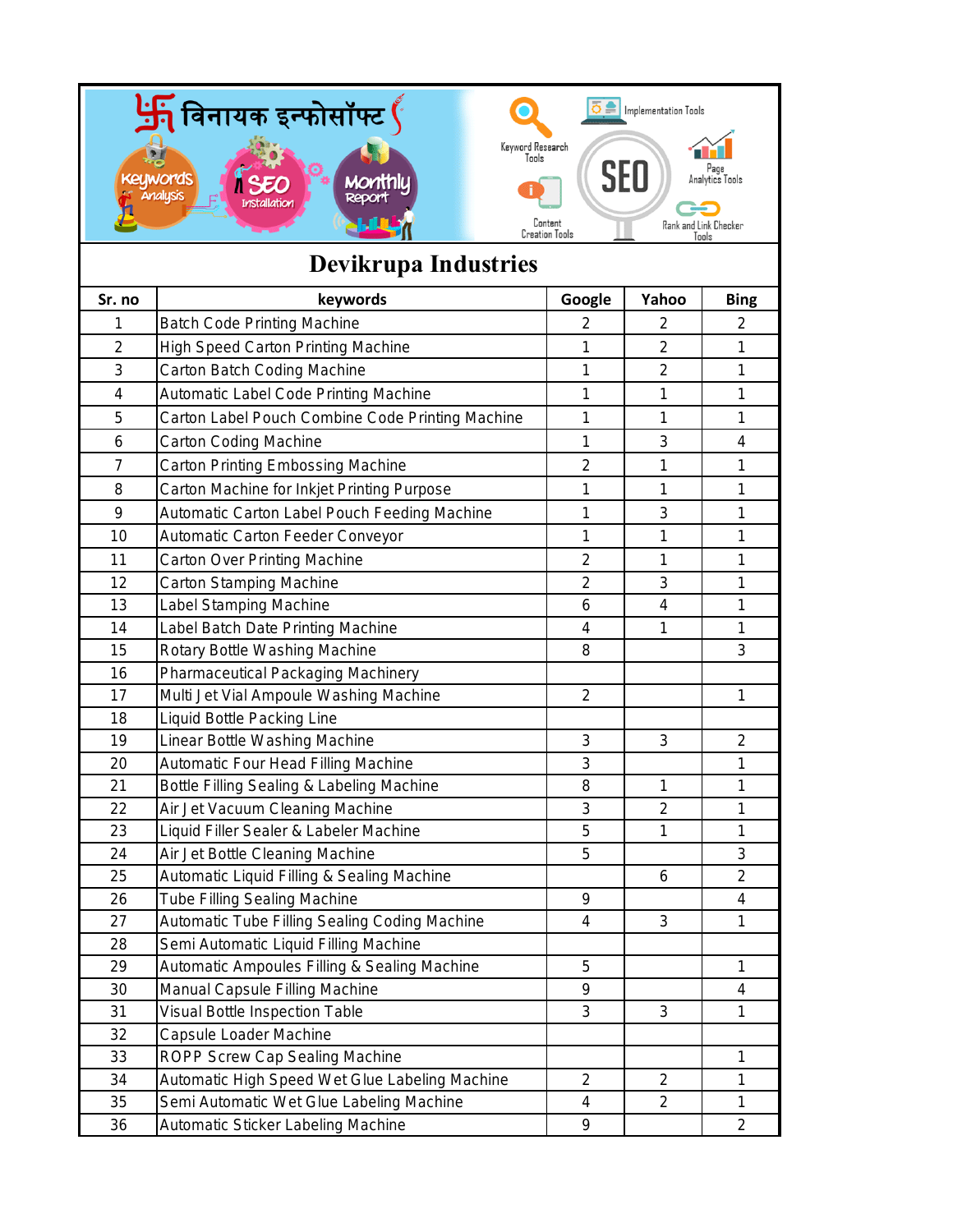विनायक इन्फोसॉफ्ट

Keywords Analysis | SEO Installation | Monthly Report

Keyword Research Tools | Implementation Tools | SEO | Page Analytics Tools | Content Creation Tools | Rank and Link Checker Tools

# Devikrupa Industries

| Sr. no | keywords | Google | Yahoo | Bing |
|---|---|---|---|---|
| 1 | Batch Code Printing Machine | 2 | 2 | 2 |
| 2 | High Speed Carton Printing Machine | 1 | 2 | 1 |
| 3 | Carton Batch Coding Machine | 1 | 2 | 1 |
| 4 | Automatic Label Code Printing Machine | 1 | 1 | 1 |
| 5 | Carton Label Pouch Combine Code Printing Machine | 1 | 1 | 1 |
| 6 | Carton Coding Machine | 1 | 3 | 4 |
| 7 | Carton Printing Embossing Machine | 2 | 1 | 1 |
| 8 | Carton Machine for Inkjet Printing Purpose | 1 | 1 | 1 |
| 9 | Automatic Carton Label Pouch Feeding Machine | 1 | 3 | 1 |
| 10 | Automatic Carton Feeder Conveyor | 1 | 1 | 1 |
| 11 | Carton Over Printing Machine | 2 | 1 | 1 |
| 12 | Carton Stamping Machine | 2 | 3 | 1 |
| 13 | Label Stamping Machine | 6 | 4 | 1 |
| 14 | Label Batch Date Printing Machine | 4 | 1 | 1 |
| 15 | Rotary Bottle Washing Machine | 8 | | 3 |
| 16 | Pharmaceutical Packaging Machinery | | | |
| 17 | Multi Jet Vial Ampoule Washing Machine | 2 | | 1 |
| 18 | Liquid Bottle Packing Line | | | |
| 19 | Linear Bottle Washing Machine | 3 | 3 | 2 |
| 20 | Automatic Four Head Filling Machine | 3 | | 1 |
| 21 | Bottle Filling Sealing & Labeling Machine | 8 | 1 | 1 |
| 22 | Air Jet Vacuum Cleaning Machine | 3 | 2 | 1 |
| 23 | Liquid Filler Sealer & Labeler Machine | 5 | 1 | 1 |
| 24 | Air Jet Bottle Cleaning Machine | 5 | | 3 |
| 25 | Automatic Liquid Filling & Sealing Machine | | 6 | 2 |
| 26 | Tube Filling Sealing Machine | 9 | | 4 |
| 27 | Automatic Tube Filling Sealing Coding Machine | 4 | 3 | 1 |
| 28 | Semi Automatic Liquid Filling Machine | | | |
| 29 | Automatic Ampoules Filling & Sealing Machine | 5 | | 1 |
| 30 | Manual Capsule Filling Machine | 9 | | 4 |
| 31 | Visual Bottle Inspection Table | 3 | 3 | 1 |
| 32 | Capsule Loader Machine | | | |
| 33 | ROPP Screw Cap Sealing Machine | | | 1 |
| 34 | Automatic High Speed Wet Glue Labeling Machine | 2 | 2 | 1 |
| 35 | Semi Automatic Wet Glue Labeling Machine | 4 | 2 | 1 |
| 36 | Automatic Sticker Labeling Machine | 9 | | 2 |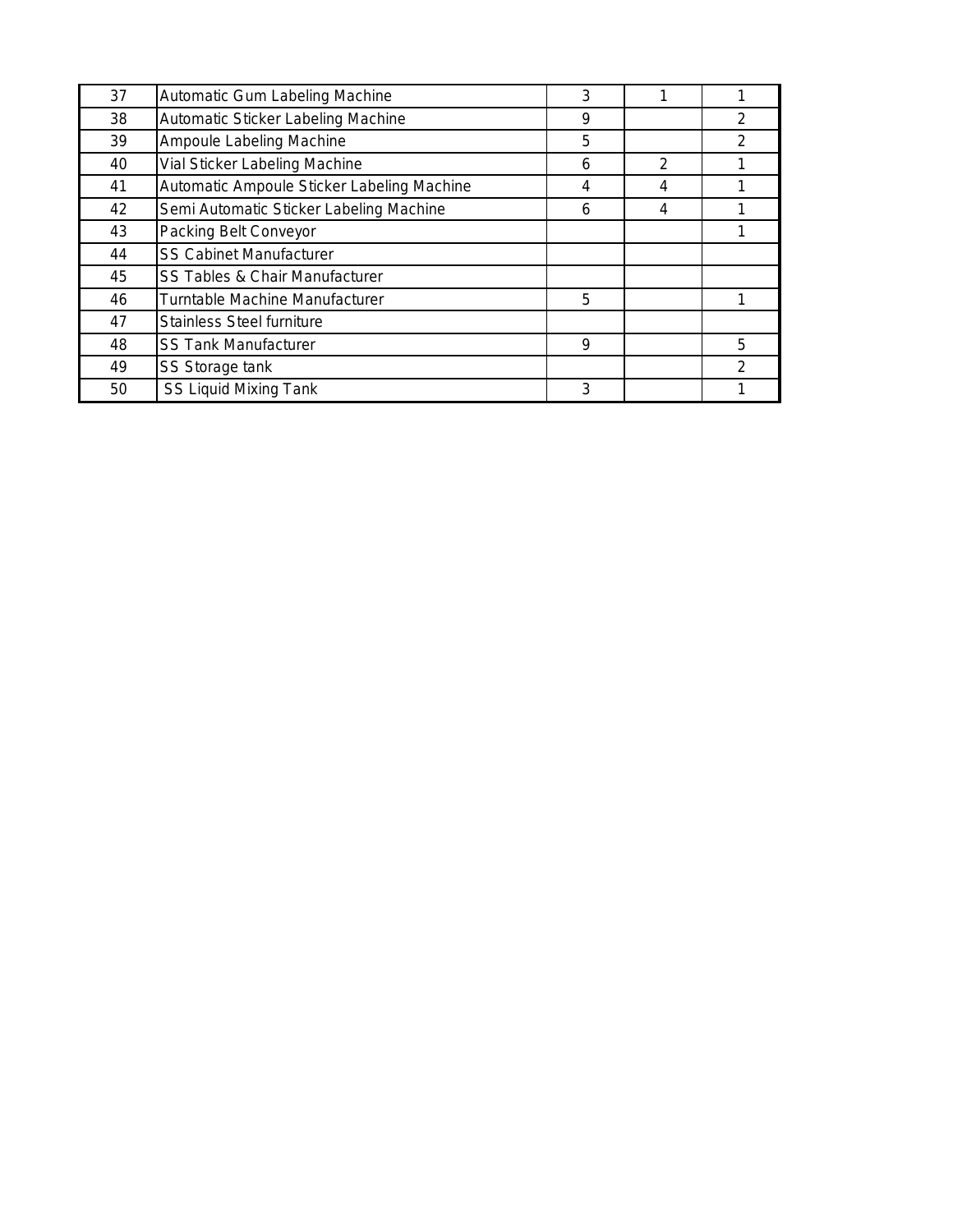| | | | | |
|---|---|---|---|---|
| 37 | Automatic Gum Labeling Machine | 3 | 1 | 1 |
| 38 | Automatic Sticker Labeling Machine | 9 | | 2 |
| 39 | Ampoule Labeling Machine | 5 | | 2 |
| 40 | Vial Sticker Labeling Machine | 6 | 2 | 1 |
| 41 | Automatic Ampoule Sticker Labeling Machine | 4 | 4 | 1 |
| 42 | Semi Automatic Sticker Labeling Machine | 6 | 4 | 1 |
| 43 | Packing Belt Conveyor | | | 1 |
| 44 | SS Cabinet Manufacturer | | | |
| 45 | SS Tables & Chair Manufacturer | | | |
| 46 | Turntable Machine Manufacturer | 5 | | 1 |
| 47 | Stainless Steel furniture | | | |
| 48 | SS Tank Manufacturer | 9 | | 5 |
| 49 | SS Storage tank | | | 2 |
| 50 | SS Liquid Mixing Tank | 3 | | 1 |